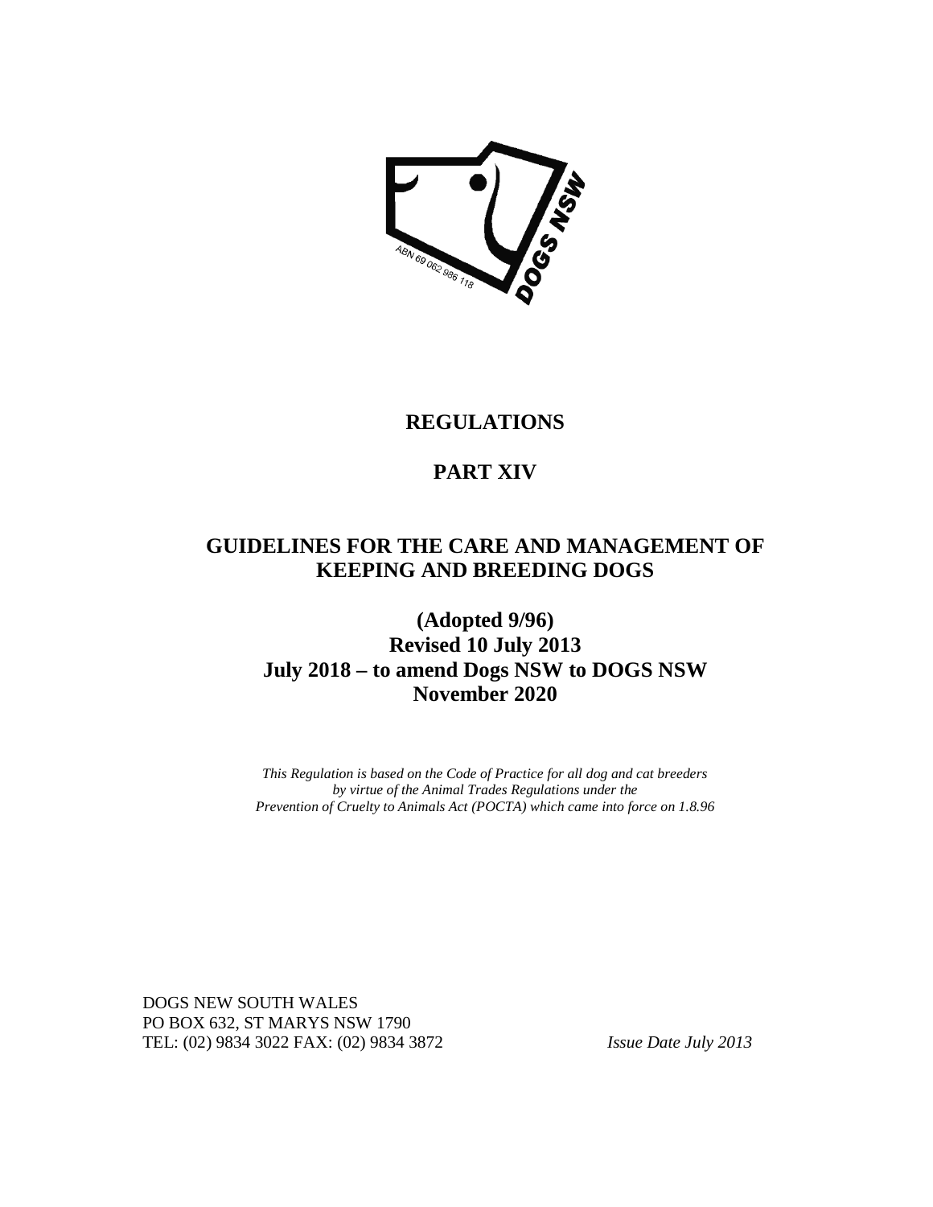ABN 69 062 986 118 DOGS NSW

# REGULATIONS

# PART XIV

# GUIDELINES FOR THE CARE AND MANAGEMENT OF KEEPING AND BREEDING DOGS

**(Adopted 9/96)**
**Revised 10 July 2013**
**July 2018 – to amend Dogs NSW to DOGS NSW**
**November 2020**

*This Regulation is based on the Code of Practice for all dog and cat breeders by virtue of the Animal Trades Regulations under the Prevention of Cruelty to Animals Act (POCTA) which came into force on 1.8.96*

DOGS NEW SOUTH WALES
PO BOX 632, ST MARYS NSW 1790
TEL: (02) 9834 3022 FAX: (02) 9834 3872

*Issue Date July 2013*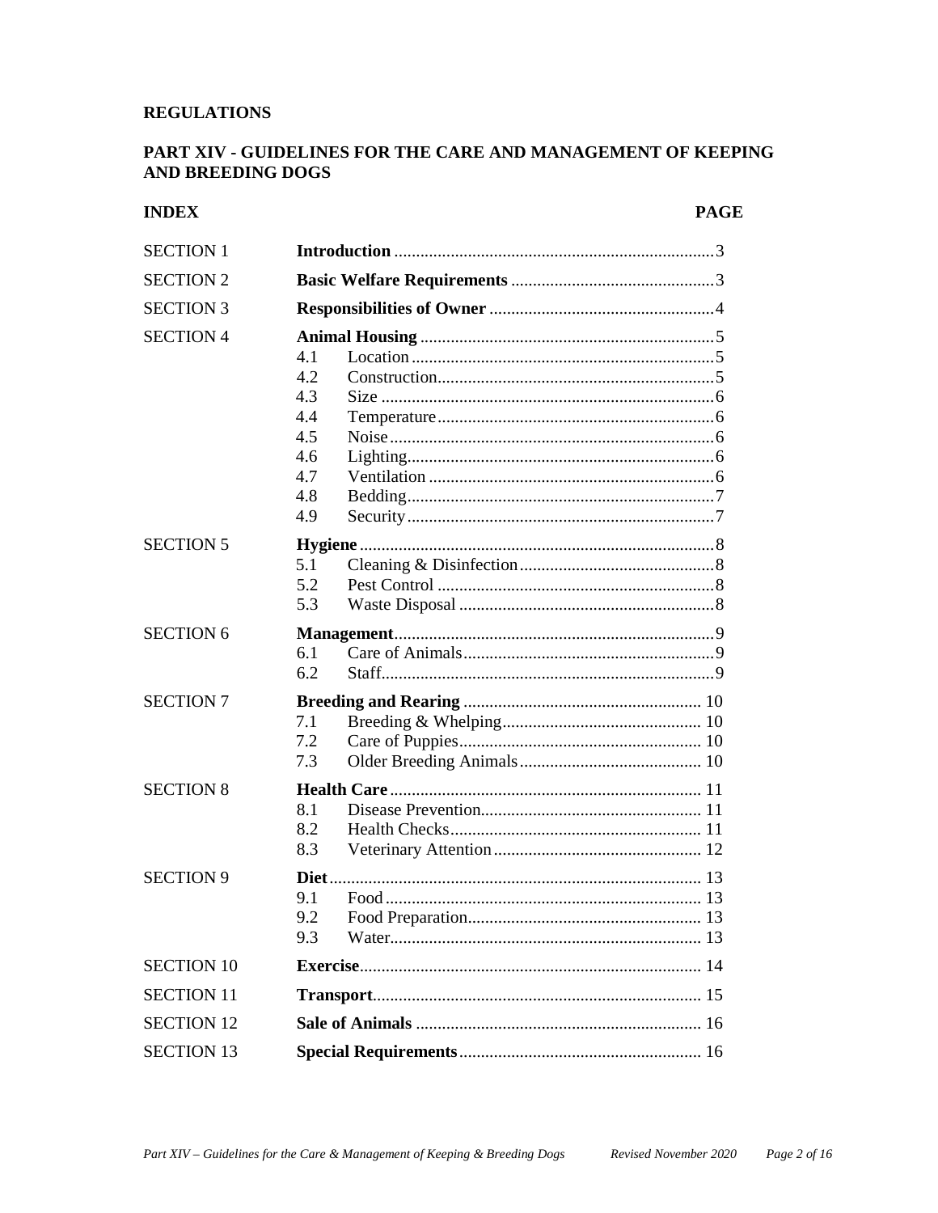**REGULATIONS**

**PART XIV - GUIDELINES FOR THE CARE AND MANAGEMENT OF KEEPING AND BREEDING DOGS**

| INDEX | | PAGE |
|---|---|---|
| SECTION 1 | **Introduction** | 3 |
| SECTION 2 | **Basic Welfare Requirements** | 3 |
| SECTION 3 | **Responsibilities of Owner** | 4 |
| SECTION 4 | **Animal Housing** | 5 |
| | 4.1 Location | 5 |
| | 4.2 Construction | 5 |
| | 4.3 Size | 6 |
| | 4.4 Temperature | 6 |
| | 4.5 Noise | 6 |
| | 4.6 Lighting | 6 |
| | 4.7 Ventilation | 6 |
| | 4.8 Bedding | 7 |
| | 4.9 Security | 7 |
| SECTION 5 | **Hygiene** | 8 |
| | 5.1 Cleaning & Disinfection | 8 |
| | 5.2 Pest Control | 8 |
| | 5.3 Waste Disposal | 8 |
| SECTION 6 | **Management** | 9 |
| | 6.1 Care of Animals | 9 |
| | 6.2 Staff | 9 |
| SECTION 7 | **Breeding and Rearing** | 10 |
| | 7.1 Breeding & Whelping | 10 |
| | 7.2 Care of Puppies | 10 |
| | 7.3 Older Breeding Animals | 10 |
| SECTION 8 | **Health Care** | 11 |
| | 8.1 Disease Prevention | 11 |
| | 8.2 Health Checks | 11 |
| | 8.3 Veterinary Attention | 12 |
| SECTION 9 | **Diet** | 13 |
| | 9.1 Food | 13 |
| | 9.2 Food Preparation | 13 |
| | 9.3 Water | 13 |
| SECTION 10 | **Exercise** | 14 |
| SECTION 11 | **Transport** | 15 |
| SECTION 12 | **Sale of Animals** | 16 |
| SECTION 13 | **Special Requirements** | 16 |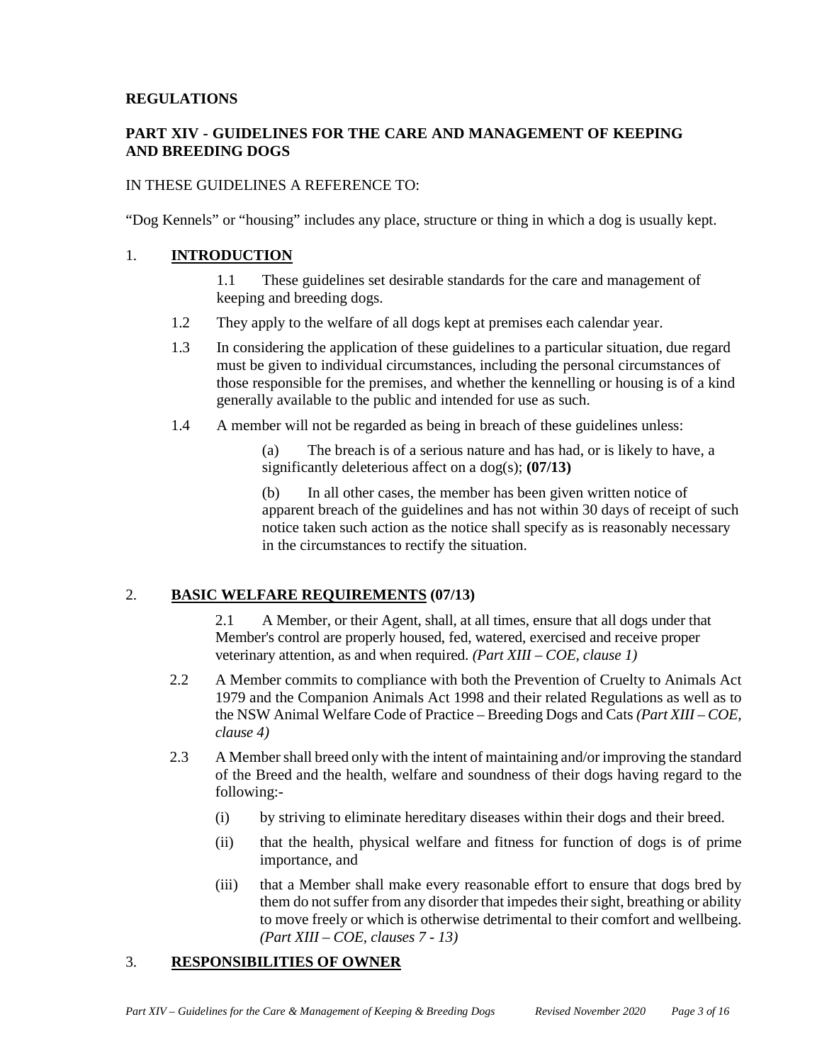**REGULATIONS**

## PART XIV - GUIDELINES FOR THE CARE AND MANAGEMENT OF KEEPING AND BREEDING DOGS

IN THESE GUIDELINES A REFERENCE TO:

"Dog Kennels" or "housing" includes any place, structure or thing in which a dog is usually kept.

### 1. INTRODUCTION

1.1 These guidelines set desirable standards for the care and management of keeping and breeding dogs.

1.2 They apply to the welfare of all dogs kept at premises each calendar year.

1.3 In considering the application of these guidelines to a particular situation, due regard must be given to individual circumstances, including the personal circumstances of those responsible for the premises, and whether the kennelling or housing is of a kind generally available to the public and intended for use as such.

1.4 A member will not be regarded as being in breach of these guidelines unless:

(a) The breach is of a serious nature and has had, or is likely to have, a significantly deleterious affect on a dog(s); **(07/13)**

(b) In all other cases, the member has been given written notice of apparent breach of the guidelines and has not within 30 days of receipt of such notice taken such action as the notice shall specify as is reasonably necessary in the circumstances to rectify the situation.

### 2. BASIC WELFARE REQUIREMENTS (07/13)

2.1 A Member, or their Agent, shall, at all times, ensure that all dogs under that Member's control are properly housed, fed, watered, exercised and receive proper veterinary attention, as and when required. *(Part XIII – COE, clause 1)*

2.2 A Member commits to compliance with both the Prevention of Cruelty to Animals Act 1979 and the Companion Animals Act 1998 and their related Regulations as well as to the NSW Animal Welfare Code of Practice – Breeding Dogs and Cats *(Part XIII – COE, clause 4)*

2.3 A Member shall breed only with the intent of maintaining and/or improving the standard of the Breed and the health, welfare and soundness of their dogs having regard to the following:-

(i) by striving to eliminate hereditary diseases within their dogs and their breed.

(ii) that the health, physical welfare and fitness for function of dogs is of prime importance, and

(iii) that a Member shall make every reasonable effort to ensure that dogs bred by them do not suffer from any disorder that impedes their sight, breathing or ability to move freely or which is otherwise detrimental to their comfort and wellbeing. *(Part XIII – COE, clauses 7 - 13)*

### 3. RESPONSIBILITIES OF OWNER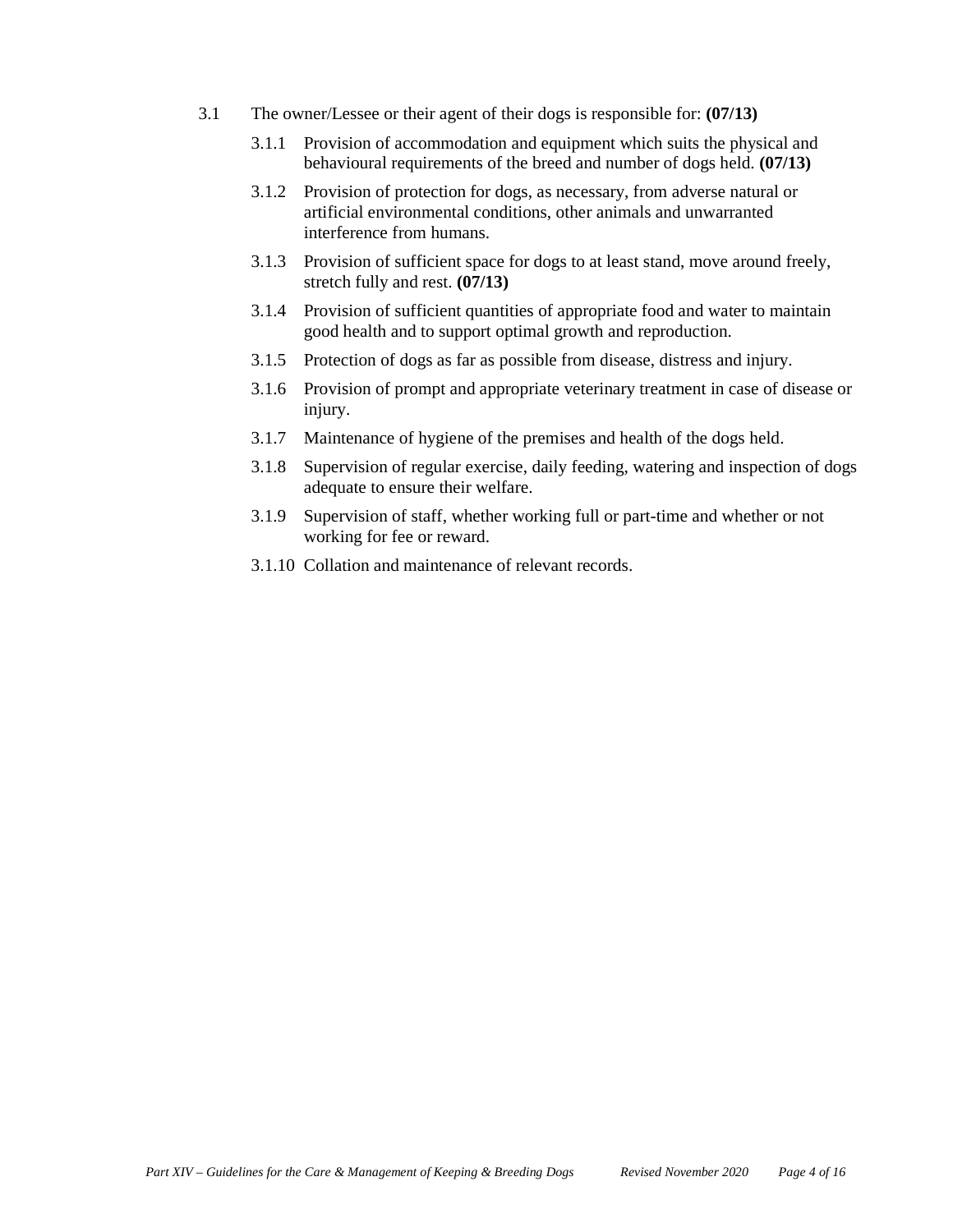3.1 The owner/Lessee or their agent of their dogs is responsible for: **(07/13)**

3.1.1 Provision of accommodation and equipment which suits the physical and behavioural requirements of the breed and number of dogs held. **(07/13)**

3.1.2 Provision of protection for dogs, as necessary, from adverse natural or artificial environmental conditions, other animals and unwarranted interference from humans.

3.1.3 Provision of sufficient space for dogs to at least stand, move around freely, stretch fully and rest. **(07/13)**

3.1.4 Provision of sufficient quantities of appropriate food and water to maintain good health and to support optimal growth and reproduction.

3.1.5 Protection of dogs as far as possible from disease, distress and injury.

3.1.6 Provision of prompt and appropriate veterinary treatment in case of disease or injury.

3.1.7 Maintenance of hygiene of the premises and health of the dogs held.

3.1.8 Supervision of regular exercise, daily feeding, watering and inspection of dogs adequate to ensure their welfare.

3.1.9 Supervision of staff, whether working full or part-time and whether or not working for fee or reward.

3.1.10 Collation and maintenance of relevant records.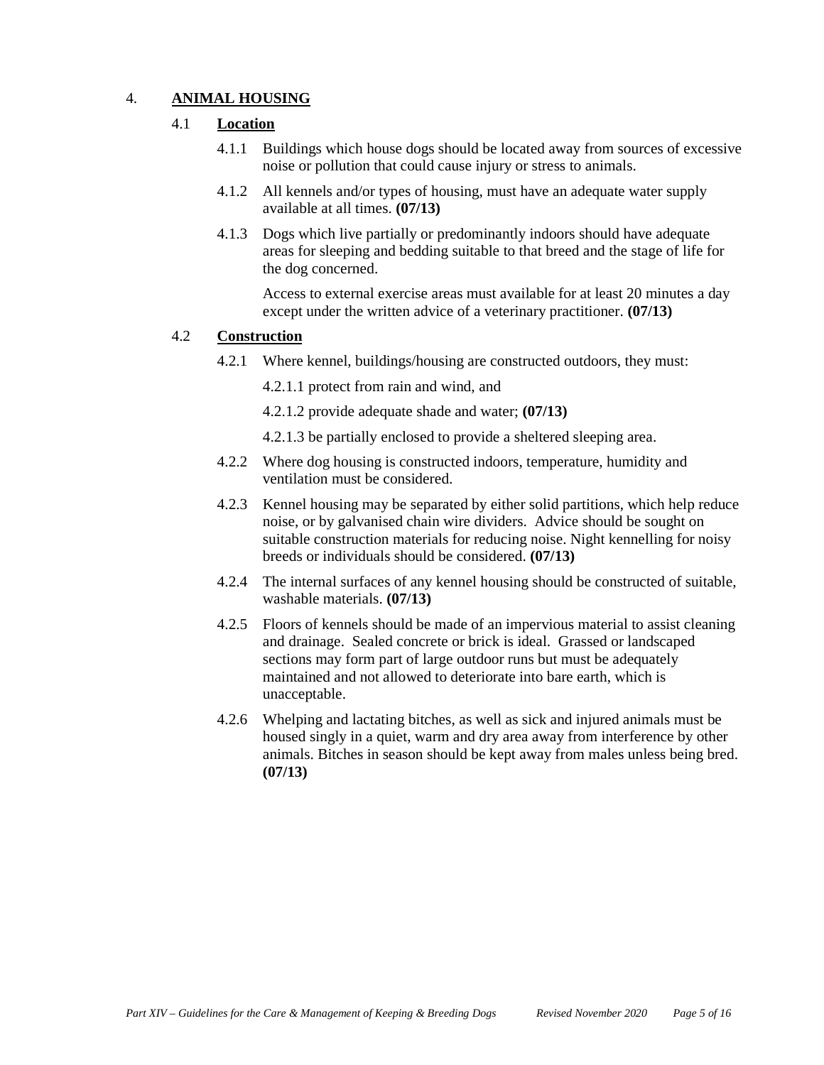## 4. ANIMAL HOUSING

### 4.1 Location

4.1.1 Buildings which house dogs should be located away from sources of excessive noise or pollution that could cause injury or stress to animals.

4.1.2 All kennels and/or types of housing, must have an adequate water supply available at all times. **(07/13)**

4.1.3 Dogs which live partially or predominantly indoors should have adequate areas for sleeping and bedding suitable to that breed and the stage of life for the dog concerned.

Access to external exercise areas must available for at least 20 minutes a day except under the written advice of a veterinary practitioner. **(07/13)**

### 4.2 Construction

4.2.1 Where kennel, buildings/housing are constructed outdoors, they must:

4.2.1.1 protect from rain and wind, and

4.2.1.2 provide adequate shade and water; **(07/13)**

4.2.1.3 be partially enclosed to provide a sheltered sleeping area.

4.2.2 Where dog housing is constructed indoors, temperature, humidity and ventilation must be considered.

4.2.3 Kennel housing may be separated by either solid partitions, which help reduce noise, or by galvanised chain wire dividers. Advice should be sought on suitable construction materials for reducing noise. Night kennelling for noisy breeds or individuals should be considered. **(07/13)**

4.2.4 The internal surfaces of any kennel housing should be constructed of suitable, washable materials. **(07/13)**

4.2.5 Floors of kennels should be made of an impervious material to assist cleaning and drainage. Sealed concrete or brick is ideal. Grassed or landscaped sections may form part of large outdoor runs but must be adequately maintained and not allowed to deteriorate into bare earth, which is unacceptable.

4.2.6 Whelping and lactating bitches, as well as sick and injured animals must be housed singly in a quiet, warm and dry area away from interference by other animals. Bitches in season should be kept away from males unless being bred. **(07/13)**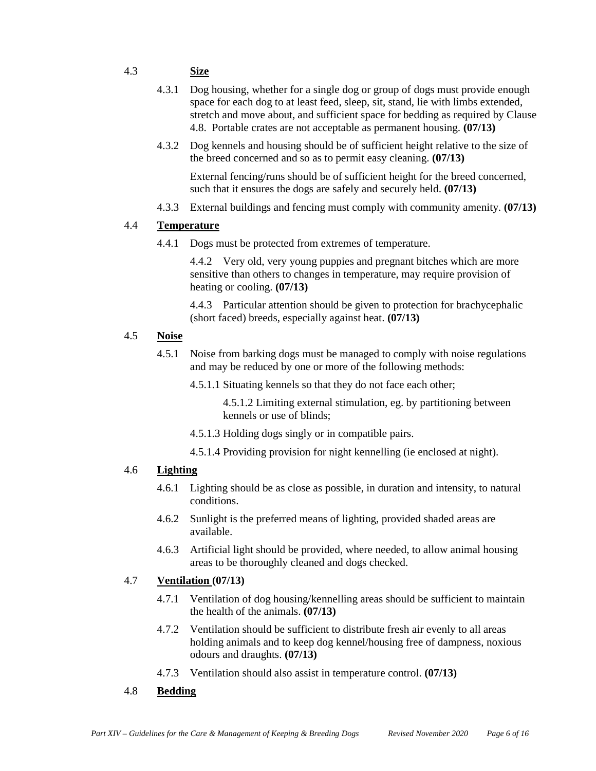## 4.3 **Size**

4.3.1 Dog housing, whether for a single dog or group of dogs must provide enough space for each dog to at least feed, sleep, sit, stand, lie with limbs extended, stretch and move about, and sufficient space for bedding as required by Clause 4.8. Portable crates are not acceptable as permanent housing. **(07/13)**

4.3.2 Dog kennels and housing should be of sufficient height relative to the size of the breed concerned and so as to permit easy cleaning. **(07/13)**

External fencing/runs should be of sufficient height for the breed concerned, such that it ensures the dogs are safely and securely held. **(07/13)**

4.3.3 External buildings and fencing must comply with community amenity. **(07/13)**

## 4.4 **Temperature**

4.4.1 Dogs must be protected from extremes of temperature.

4.4.2 Very old, very young puppies and pregnant bitches which are more sensitive than others to changes in temperature, may require provision of heating or cooling. **(07/13)**

4.4.3 Particular attention should be given to protection for brachycephalic (short faced) breeds, especially against heat. **(07/13)**

## 4.5 **Noise**

4.5.1 Noise from barking dogs must be managed to comply with noise regulations and may be reduced by one or more of the following methods:

4.5.1.1 Situating kennels so that they do not face each other;

4.5.1.2 Limiting external stimulation, eg. by partitioning between kennels or use of blinds;

4.5.1.3 Holding dogs singly or in compatible pairs.

4.5.1.4 Providing provision for night kennelling (ie enclosed at night).

## 4.6 **Lighting**

4.6.1 Lighting should be as close as possible, in duration and intensity, to natural conditions.

4.6.2 Sunlight is the preferred means of lighting, provided shaded areas are available.

4.6.3 Artificial light should be provided, where needed, to allow animal housing areas to be thoroughly cleaned and dogs checked.

## 4.7 **Ventilation (07/13)**

4.7.1 Ventilation of dog housing/kennelling areas should be sufficient to maintain the health of the animals. **(07/13)**

4.7.2 Ventilation should be sufficient to distribute fresh air evenly to all areas holding animals and to keep dog kennel/housing free of dampness, noxious odours and draughts. **(07/13)**

4.7.3 Ventilation should also assist in temperature control. **(07/13)**

## 4.8 **Bedding**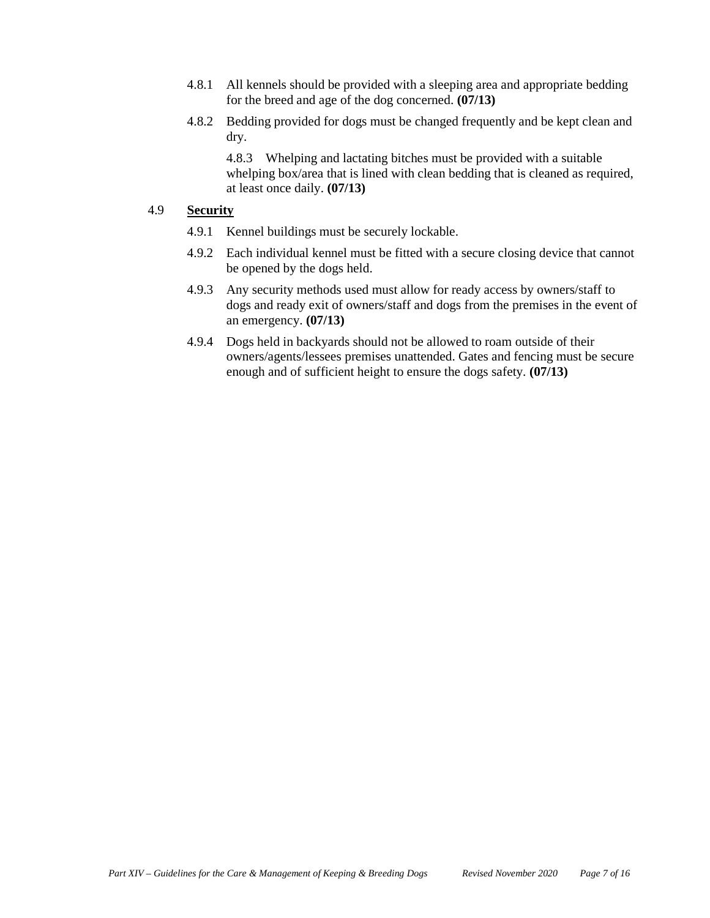4.8.1 All kennels should be provided with a sleeping area and appropriate bedding for the breed and age of the dog concerned. **(07/13)**

4.8.2 Bedding provided for dogs must be changed frequently and be kept clean and dry.

4.8.3 Whelping and lactating bitches must be provided with a suitable whelping box/area that is lined with clean bedding that is cleaned as required, at least once daily. **(07/13)**

4.9 **<u>Security</u>**

4.9.1 Kennel buildings must be securely lockable.

4.9.2 Each individual kennel must be fitted with a secure closing device that cannot be opened by the dogs held.

4.9.3 Any security methods used must allow for ready access by owners/staff to dogs and ready exit of owners/staff and dogs from the premises in the event of an emergency. **(07/13)**

4.9.4 Dogs held in backyards should not be allowed to roam outside of their owners/agents/lessees premises unattended. Gates and fencing must be secure enough and of sufficient height to ensure the dogs safety. **(07/13)**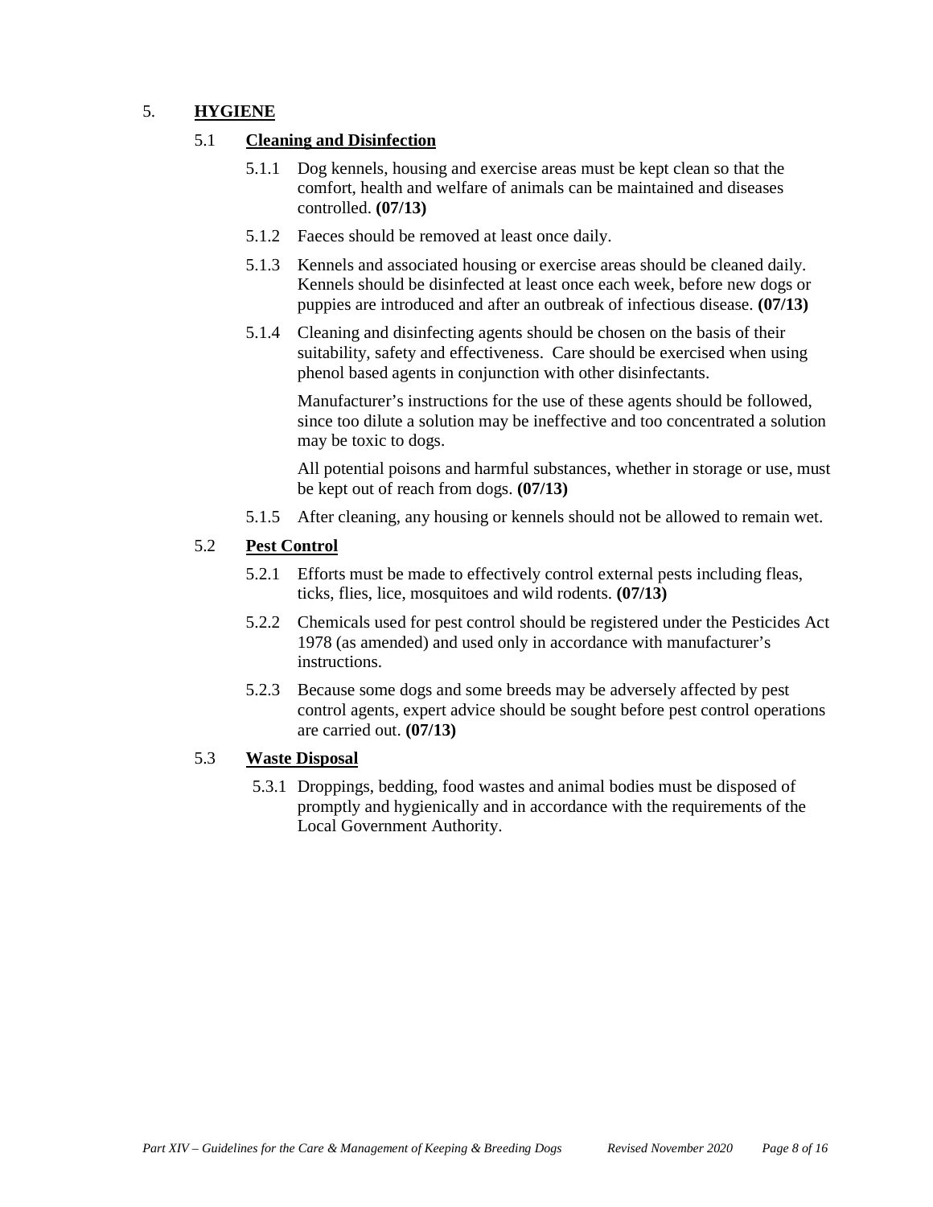## 5. HYGIENE

### 5.1 Cleaning and Disinfection

5.1.1 Dog kennels, housing and exercise areas must be kept clean so that the comfort, health and welfare of animals can be maintained and diseases controlled. **(07/13)**

5.1.2 Faeces should be removed at least once daily.

5.1.3 Kennels and associated housing or exercise areas should be cleaned daily. Kennels should be disinfected at least once each week, before new dogs or puppies are introduced and after an outbreak of infectious disease. **(07/13)**

5.1.4 Cleaning and disinfecting agents should be chosen on the basis of their suitability, safety and effectiveness. Care should be exercised when using phenol based agents in conjunction with other disinfectants.

Manufacturer's instructions for the use of these agents should be followed, since too dilute a solution may be ineffective and too concentrated a solution may be toxic to dogs.

All potential poisons and harmful substances, whether in storage or use, must be kept out of reach from dogs. **(07/13)**

5.1.5 After cleaning, any housing or kennels should not be allowed to remain wet.

### 5.2 Pest Control

5.2.1 Efforts must be made to effectively control external pests including fleas, ticks, flies, lice, mosquitoes and wild rodents. **(07/13)**

5.2.2 Chemicals used for pest control should be registered under the Pesticides Act 1978 (as amended) and used only in accordance with manufacturer's instructions.

5.2.3 Because some dogs and some breeds may be adversely affected by pest control agents, expert advice should be sought before pest control operations are carried out. **(07/13)**

### 5.3 Waste Disposal

5.3.1 Droppings, bedding, food wastes and animal bodies must be disposed of promptly and hygienically and in accordance with the requirements of the Local Government Authority.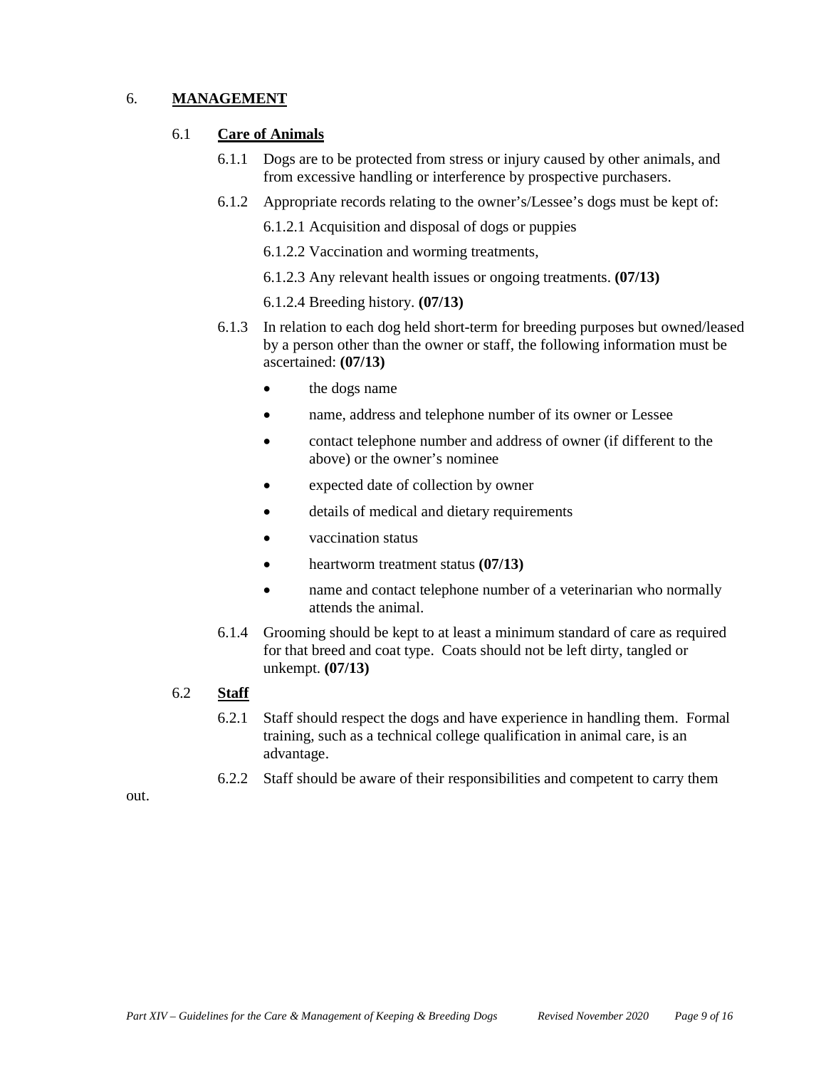## 6. MANAGEMENT

### 6.1 Care of Animals

6.1.1 Dogs are to be protected from stress or injury caused by other animals, and from excessive handling or interference by prospective purchasers.

6.1.2 Appropriate records relating to the owner's/Lessee's dogs must be kept of:

6.1.2.1 Acquisition and disposal of dogs or puppies

6.1.2.2 Vaccination and worming treatments,

6.1.2.3 Any relevant health issues or ongoing treatments. **(07/13)**

6.1.2.4 Breeding history. **(07/13)**

6.1.3 In relation to each dog held short-term for breeding purposes but owned/leased by a person other than the owner or staff, the following information must be ascertained: **(07/13)**

- the dogs name
- name, address and telephone number of its owner or Lessee
- contact telephone number and address of owner (if different to the above) or the owner's nominee
- expected date of collection by owner
- details of medical and dietary requirements
- vaccination status
- heartworm treatment status **(07/13)**
- name and contact telephone number of a veterinarian who normally attends the animal.

6.1.4 Grooming should be kept to at least a minimum standard of care as required for that breed and coat type. Coats should not be left dirty, tangled or unkempt. **(07/13)**

### 6.2 Staff

6.2.1 Staff should respect the dogs and have experience in handling them. Formal training, such as a technical college qualification in animal care, is an advantage.

6.2.2 Staff should be aware of their responsibilities and competent to carry them out.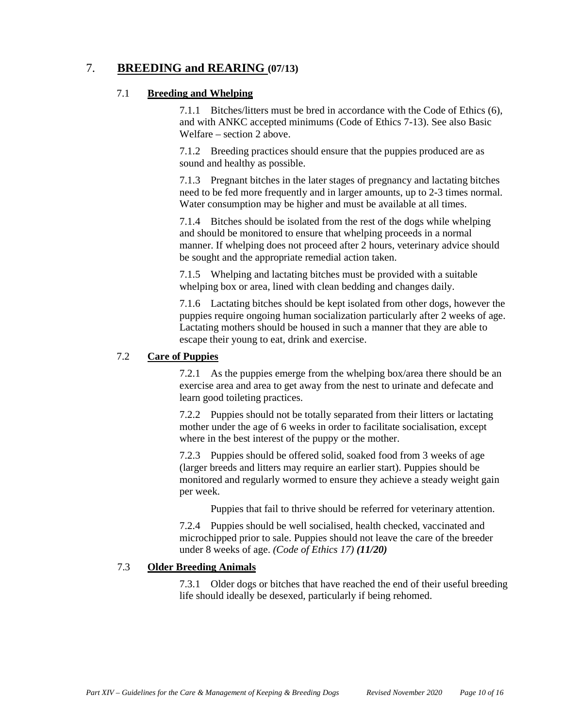# 7. **BREEDING and REARING** (07/13)

## 7.1 **Breeding and Whelping**

7.1.1 Bitches/litters must be bred in accordance with the Code of Ethics (6), and with ANKC accepted minimums (Code of Ethics 7-13). See also Basic Welfare – section 2 above.

7.1.2 Breeding practices should ensure that the puppies produced are as sound and healthy as possible.

7.1.3 Pregnant bitches in the later stages of pregnancy and lactating bitches need to be fed more frequently and in larger amounts, up to 2-3 times normal. Water consumption may be higher and must be available at all times.

7.1.4 Bitches should be isolated from the rest of the dogs while whelping and should be monitored to ensure that whelping proceeds in a normal manner. If whelping does not proceed after 2 hours, veterinary advice should be sought and the appropriate remedial action taken.

7.1.5 Whelping and lactating bitches must be provided with a suitable whelping box or area, lined with clean bedding and changes daily.

7.1.6 Lactating bitches should be kept isolated from other dogs, however the puppies require ongoing human socialization particularly after 2 weeks of age. Lactating mothers should be housed in such a manner that they are able to escape their young to eat, drink and exercise.

## 7.2 **Care of Puppies**

7.2.1 As the puppies emerge from the whelping box/area there should be an exercise area and area to get away from the nest to urinate and defecate and learn good toileting practices.

7.2.2 Puppies should not be totally separated from their litters or lactating mother under the age of 6 weeks in order to facilitate socialisation, except where in the best interest of the puppy or the mother.

7.2.3 Puppies should be offered solid, soaked food from 3 weeks of age (larger breeds and litters may require an earlier start). Puppies should be monitored and regularly wormed to ensure they achieve a steady weight gain per week.

Puppies that fail to thrive should be referred for veterinary attention.

7.2.4 Puppies should be well socialised, health checked, vaccinated and microchipped prior to sale. Puppies should not leave the care of the breeder under 8 weeks of age. *(Code of Ethics 17)* ***(11/20)***

## 7.3 **Older Breeding Animals**

7.3.1 Older dogs or bitches that have reached the end of their useful breeding life should ideally be desexed, particularly if being rehomed.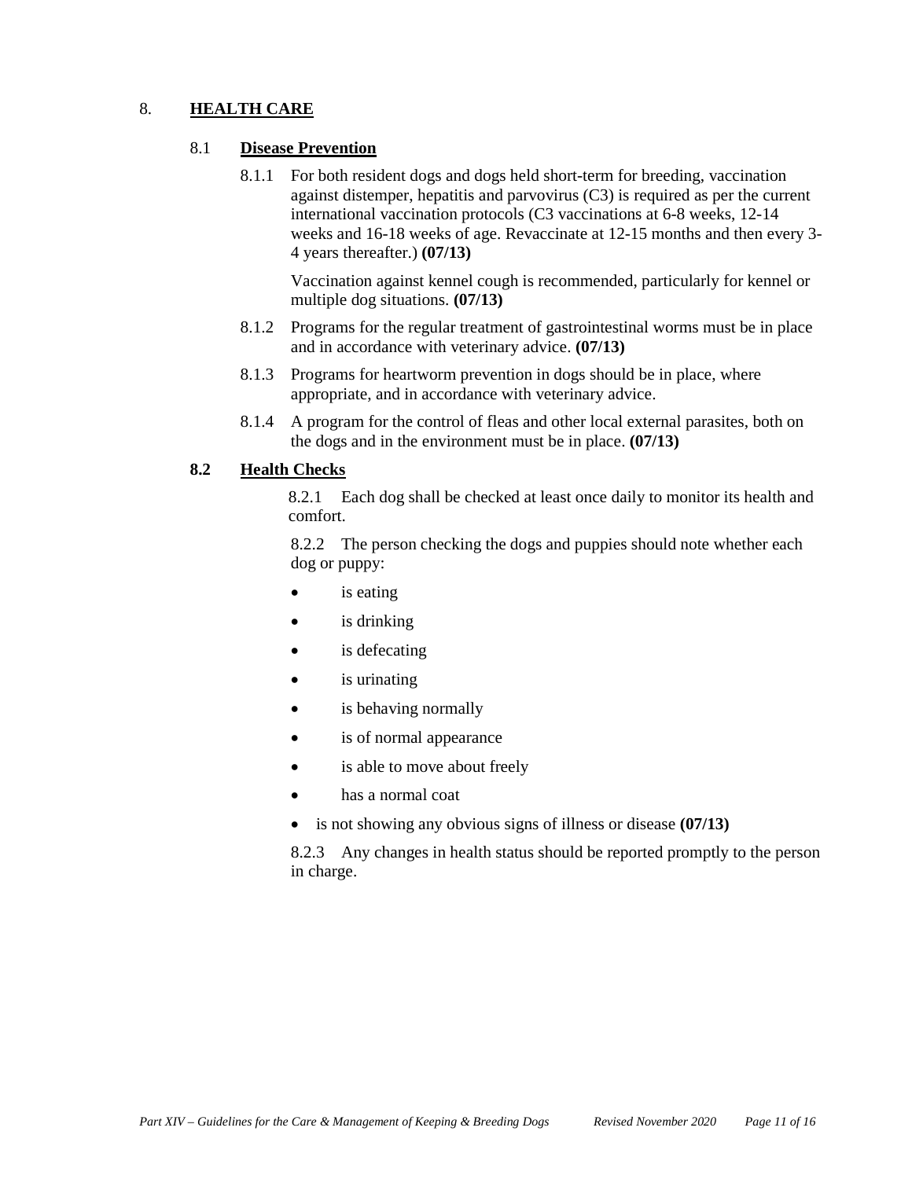## 8. HEALTH CARE

### 8.1 Disease Prevention

8.1.1 For both resident dogs and dogs held short-term for breeding, vaccination against distemper, hepatitis and parvovirus (C3) is required as per the current international vaccination protocols (C3 vaccinations at 6-8 weeks, 12-14 weeks and 16-18 weeks of age. Revaccinate at 12-15 months and then every 3-4 years thereafter.) **(07/13)**

Vaccination against kennel cough is recommended, particularly for kennel or multiple dog situations. **(07/13)**

8.1.2 Programs for the regular treatment of gastrointestinal worms must be in place and in accordance with veterinary advice. **(07/13)**

8.1.3 Programs for heartworm prevention in dogs should be in place, where appropriate, and in accordance with veterinary advice.

8.1.4 A program for the control of fleas and other local external parasites, both on the dogs and in the environment must be in place. **(07/13)**

### 8.2 Health Checks

8.2.1 Each dog shall be checked at least once daily to monitor its health and comfort.

8.2.2 The person checking the dogs and puppies should note whether each dog or puppy:

- is eating
- is drinking
- is defecating
- is urinating
- is behaving normally
- is of normal appearance
- is able to move about freely
- has a normal coat
- is not showing any obvious signs of illness or disease **(07/13)**

8.2.3 Any changes in health status should be reported promptly to the person in charge.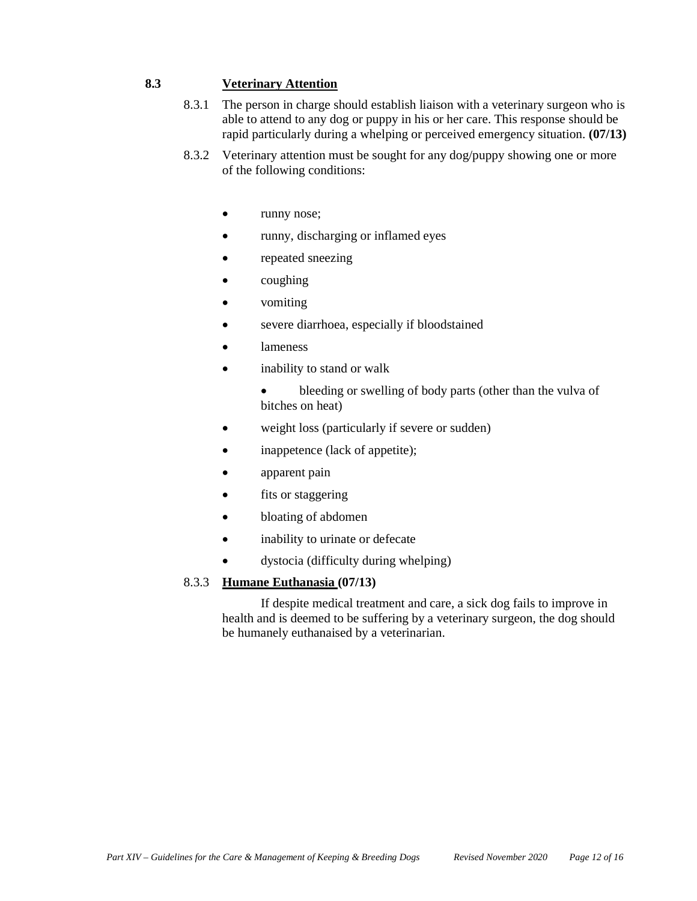## 8.3 **Veterinary Attention**

8.3.1 The person in charge should establish liaison with a veterinary surgeon who is able to attend to any dog or puppy in his or her care. This response should be rapid particularly during a whelping or perceived emergency situation. **(07/13)**

8.3.2 Veterinary attention must be sought for any dog/puppy showing one or more of the following conditions:

- runny nose;
- runny, discharging or inflamed eyes
- repeated sneezing
- coughing
- vomiting
- severe diarrhoea, especially if bloodstained
- lameness
- inability to stand or walk
- bleeding or swelling of body parts (other than the vulva of bitches on heat)
- weight loss (particularly if severe or sudden)
- inappetence (lack of appetite);
- apparent pain
- fits or staggering
- bloating of abdomen
- inability to urinate or defecate
- dystocia (difficulty during whelping)

8.3.3 **Humane Euthanasia (07/13)**

If despite medical treatment and care, a sick dog fails to improve in health and is deemed to be suffering by a veterinary surgeon, the dog should be humanely euthanaised by a veterinarian.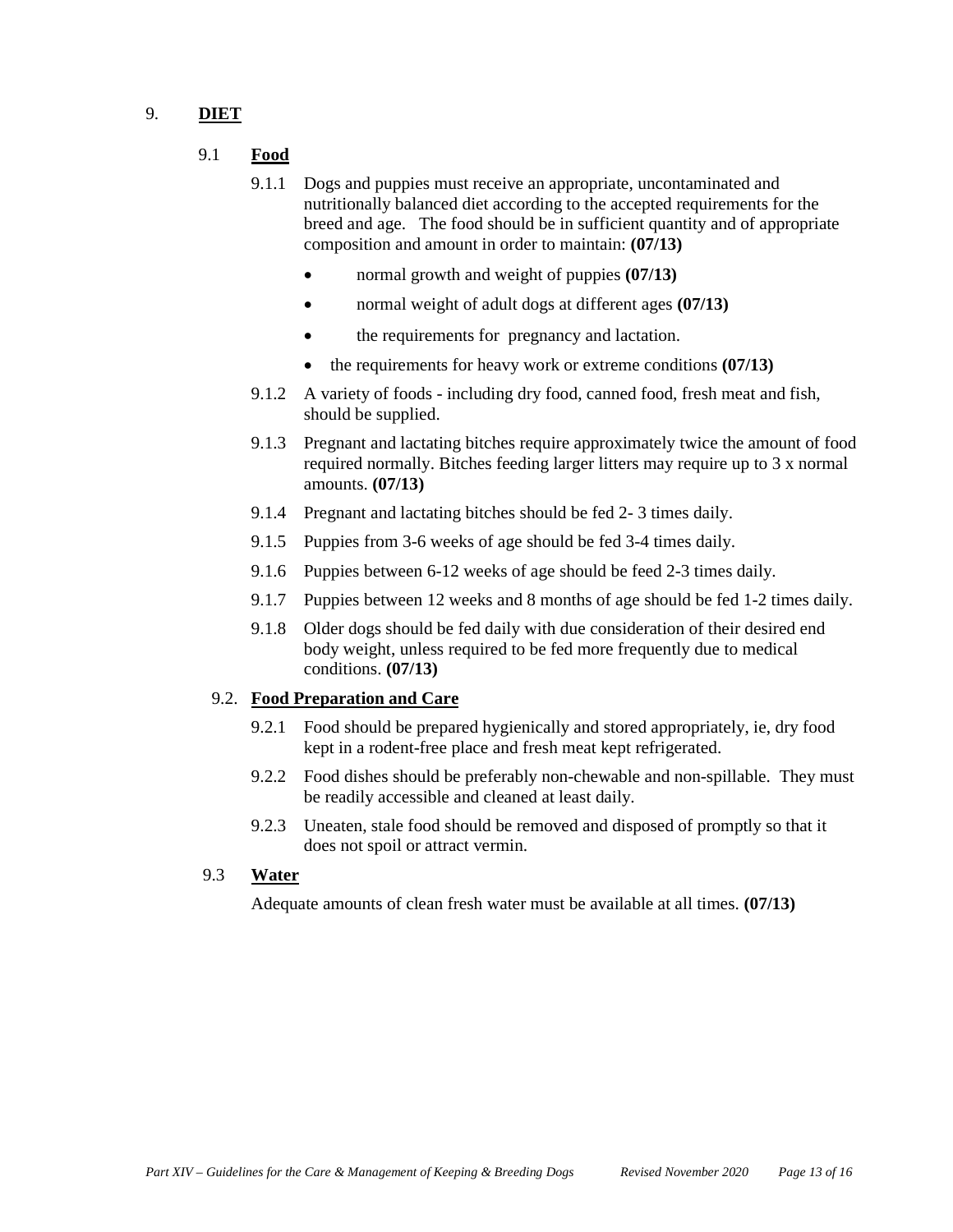## 9. DIET

### 9.1 Food

9.1.1 Dogs and puppies must receive an appropriate, uncontaminated and nutritionally balanced diet according to the accepted requirements for the breed and age. The food should be in sufficient quantity and of appropriate composition and amount in order to maintain: **(07/13)**

- normal growth and weight of puppies **(07/13)**
- normal weight of adult dogs at different ages **(07/13)**
- the requirements for pregnancy and lactation.
- the requirements for heavy work or extreme conditions **(07/13)**

9.1.2 A variety of foods - including dry food, canned food, fresh meat and fish, should be supplied.

9.1.3 Pregnant and lactating bitches require approximately twice the amount of food required normally. Bitches feeding larger litters may require up to 3 x normal amounts. **(07/13)**

9.1.4 Pregnant and lactating bitches should be fed 2- 3 times daily.

9.1.5 Puppies from 3-6 weeks of age should be fed 3-4 times daily.

9.1.6 Puppies between 6-12 weeks of age should be feed 2-3 times daily.

9.1.7 Puppies between 12 weeks and 8 months of age should be fed 1-2 times daily.

9.1.8 Older dogs should be fed daily with due consideration of their desired end body weight, unless required to be fed more frequently due to medical conditions. **(07/13)**

### 9.2. Food Preparation and Care

9.2.1 Food should be prepared hygienically and stored appropriately, ie, dry food kept in a rodent-free place and fresh meat kept refrigerated.

9.2.2 Food dishes should be preferably non-chewable and non-spillable. They must be readily accessible and cleaned at least daily.

9.2.3 Uneaten, stale food should be removed and disposed of promptly so that it does not spoil or attract vermin.

### 9.3 Water

Adequate amounts of clean fresh water must be available at all times. **(07/13)**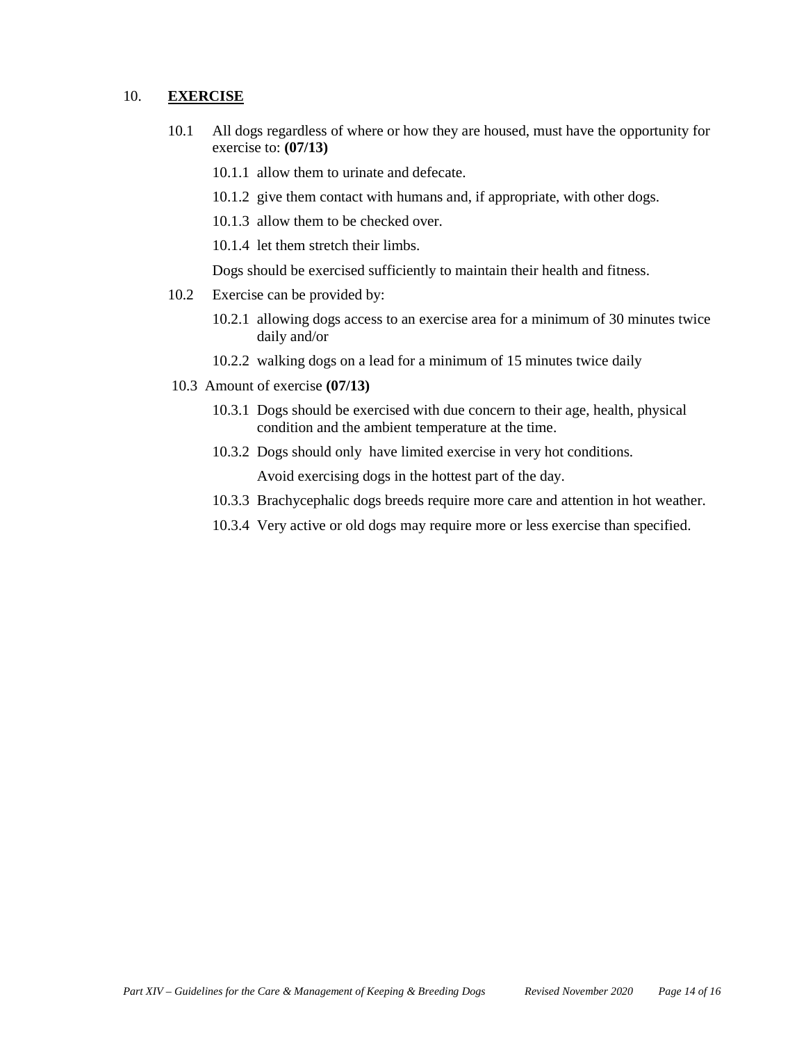## 10. **<u>EXERCISE</u>**

10.1 All dogs regardless of where or how they are housed, must have the opportunity for exercise to: **(07/13)**

- 10.1.1 allow them to urinate and defecate.
- 10.1.2 give them contact with humans and, if appropriate, with other dogs.
- 10.1.3 allow them to be checked over.
- 10.1.4 let them stretch their limbs.

Dogs should be exercised sufficiently to maintain their health and fitness.

10.2 Exercise can be provided by:

- 10.2.1 allowing dogs access to an exercise area for a minimum of 30 minutes twice daily and/or
- 10.2.2 walking dogs on a lead for a minimum of 15 minutes twice daily

10.3 Amount of exercise **(07/13)**

- 10.3.1 Dogs should be exercised with due concern to their age, health, physical condition and the ambient temperature at the time.
- 10.3.2 Dogs should only have limited exercise in very hot conditions.

  Avoid exercising dogs in the hottest part of the day.
- 10.3.3 Brachycephalic dogs breeds require more care and attention in hot weather.
- 10.3.4 Very active or old dogs may require more or less exercise than specified.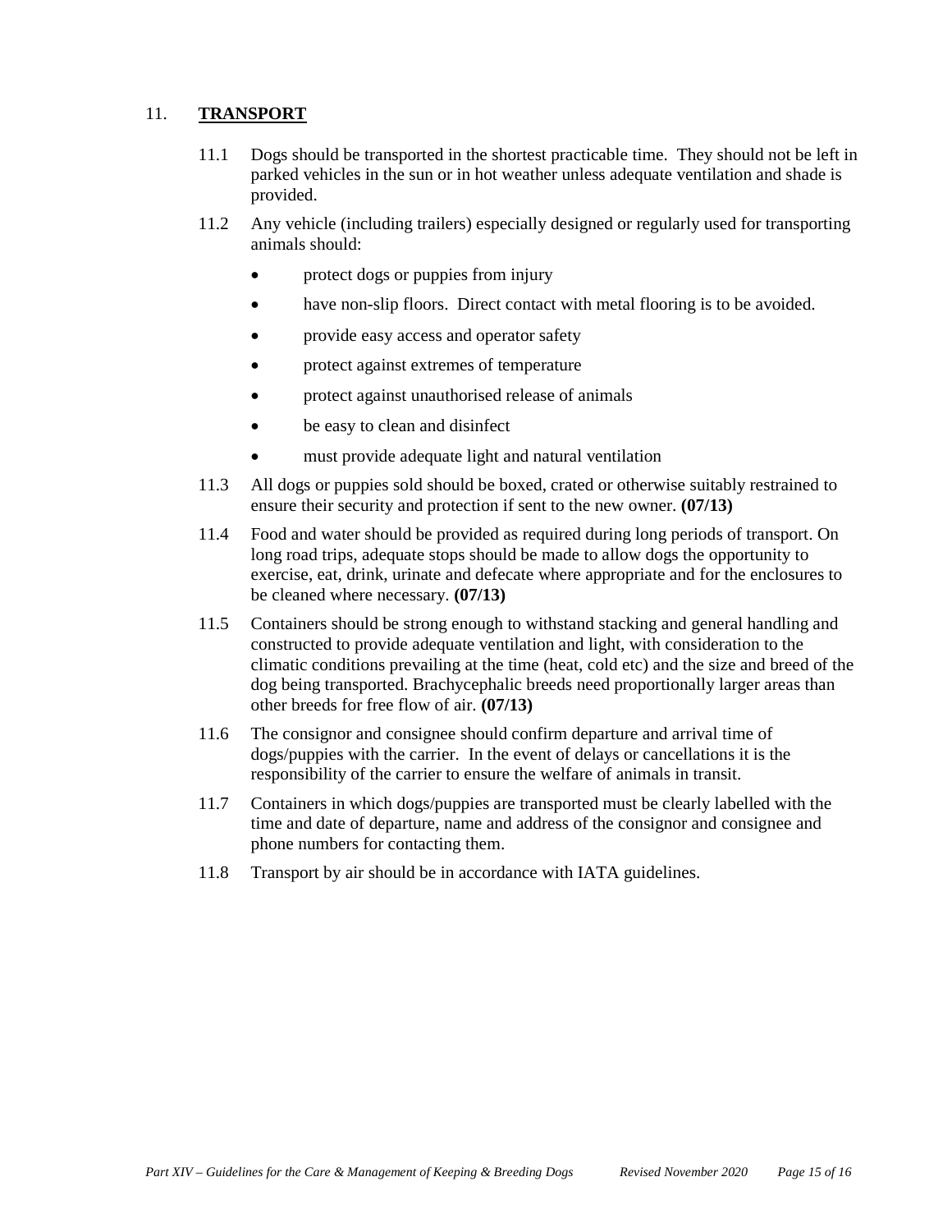## 11. **TRANSPORT**

11.1 Dogs should be transported in the shortest practicable time. They should not be left in parked vehicles in the sun or in hot weather unless adequate ventilation and shade is provided.

11.2 Any vehicle (including trailers) especially designed or regularly used for transporting animals should:

- protect dogs or puppies from injury
- have non-slip floors. Direct contact with metal flooring is to be avoided.
- provide easy access and operator safety
- protect against extremes of temperature
- protect against unauthorised release of animals
- be easy to clean and disinfect
- must provide adequate light and natural ventilation

11.3 All dogs or puppies sold should be boxed, crated or otherwise suitably restrained to ensure their security and protection if sent to the new owner. **(07/13)**

11.4 Food and water should be provided as required during long periods of transport. On long road trips, adequate stops should be made to allow dogs the opportunity to exercise, eat, drink, urinate and defecate where appropriate and for the enclosures to be cleaned where necessary. **(07/13)**

11.5 Containers should be strong enough to withstand stacking and general handling and constructed to provide adequate ventilation and light, with consideration to the climatic conditions prevailing at the time (heat, cold etc) and the size and breed of the dog being transported. Brachycephalic breeds need proportionally larger areas than other breeds for free flow of air. **(07/13)**

11.6 The consignor and consignee should confirm departure and arrival time of dogs/puppies with the carrier. In the event of delays or cancellations it is the responsibility of the carrier to ensure the welfare of animals in transit.

11.7 Containers in which dogs/puppies are transported must be clearly labelled with the time and date of departure, name and address of the consignor and consignee and phone numbers for contacting them.

11.8 Transport by air should be in accordance with IATA guidelines.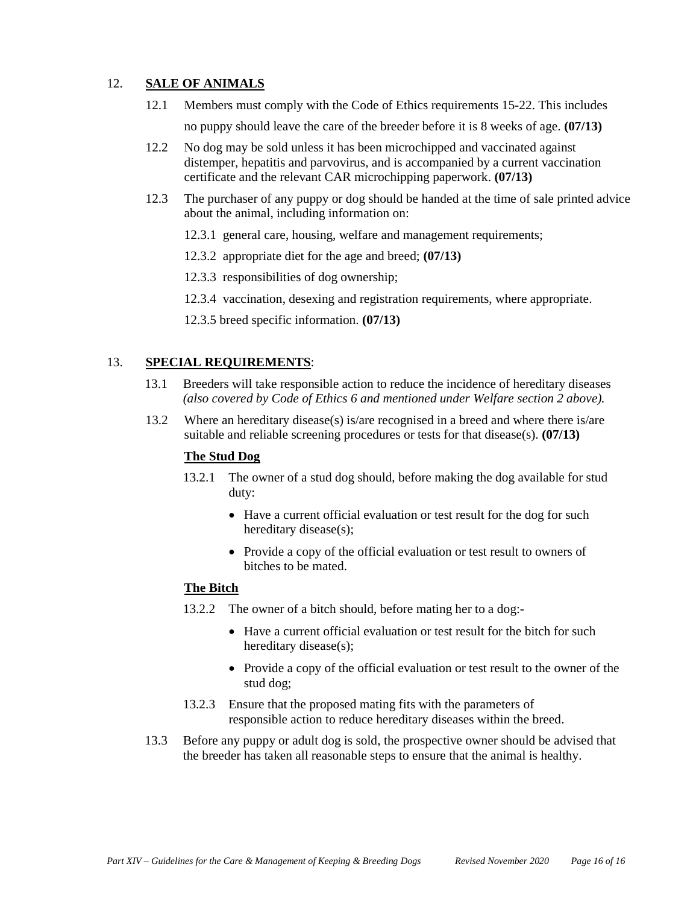## 12. **SALE OF ANIMALS**

12.1 Members must comply with the Code of Ethics requirements 15-22. This includes no puppy should leave the care of the breeder before it is 8 weeks of age. **(07/13)**

12.2 No dog may be sold unless it has been microchipped and vaccinated against distemper, hepatitis and parvovirus, and is accompanied by a current vaccination certificate and the relevant CAR microchipping paperwork. **(07/13)**

12.3 The purchaser of any puppy or dog should be handed at the time of sale printed advice about the animal, including information on:

12.3.1 general care, housing, welfare and management requirements;

12.3.2 appropriate diet for the age and breed; **(07/13)**

12.3.3 responsibilities of dog ownership;

12.3.4 vaccination, desexing and registration requirements, where appropriate.

12.3.5 breed specific information. **(07/13)**

## 13. **SPECIAL REQUIREMENTS**:

13.1 Breeders will take responsible action to reduce the incidence of hereditary diseases *(also covered by Code of Ethics 6 and mentioned under Welfare section 2 above).*

13.2 Where an hereditary disease(s) is/are recognised in a breed and where there is/are suitable and reliable screening procedures or tests for that disease(s). **(07/13)**

**The Stud Dog**

13.2.1 The owner of a stud dog should, before making the dog available for stud duty:

- Have a current official evaluation or test result for the dog for such hereditary disease(s);
- Provide a copy of the official evaluation or test result to owners of bitches to be mated.

**The Bitch**

13.2.2 The owner of a bitch should, before mating her to a dog:-

- Have a current official evaluation or test result for the bitch for such hereditary disease(s);
- Provide a copy of the official evaluation or test result to the owner of the stud dog;

13.2.3 Ensure that the proposed mating fits with the parameters of responsible action to reduce hereditary diseases within the breed.

13.3 Before any puppy or adult dog is sold, the prospective owner should be advised that the breeder has taken all reasonable steps to ensure that the animal is healthy.